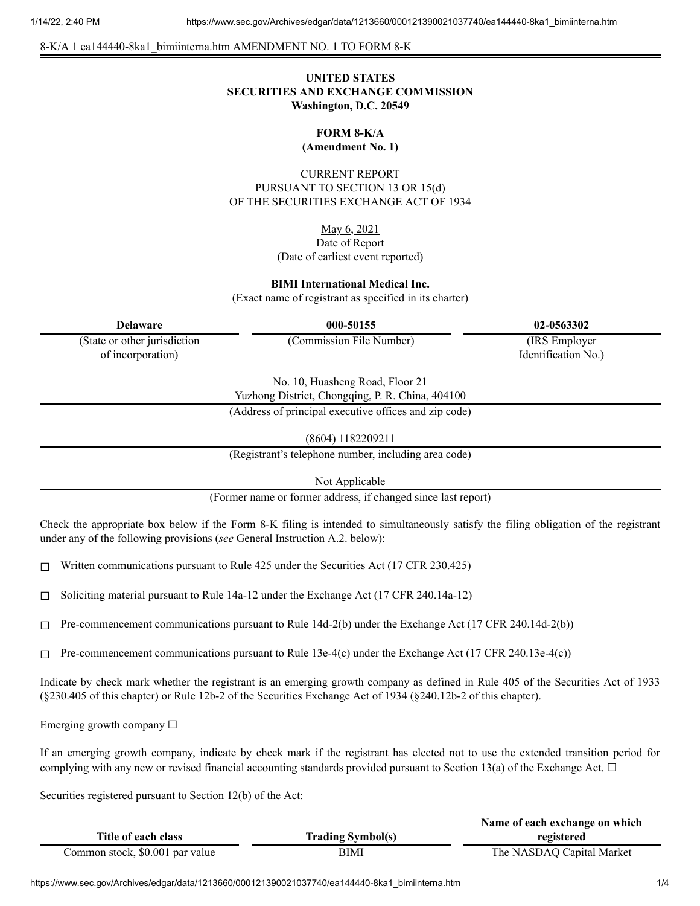8-K/A 1 ea144440-8ka1_bimiinterna.htm AMENDMENT NO. 1 TO FORM 8-K

**UNITED STATES**
**SECURITIES AND EXCHANGE COMMISSION**
**Washington, D.C. 20549**

**FORM 8-K/A**
**(Amendment No. 1)**

CURRENT REPORT
PURSUANT TO SECTION 13 OR 15(d)
OF THE SECURITIES EXCHANGE ACT OF 1934

May 6, 2021
Date of Report
(Date of earliest event reported)

**BIMI International Medical Inc.**
(Exact name of registrant as specified in its charter)

| Delaware | 000-50155 | 02-0563302 |
|---|---|---|
| (State or other jurisdiction of incorporation) | (Commission File Number) | (IRS Employer Identification No.) |

No. 10, Huasheng Road, Floor 21
Yuzhong District, Chongqing, P. R. China, 404100
(Address of principal executive offices and zip code)

(8604) 1182209211
(Registrant's telephone number, including area code)

Not Applicable
(Former name or former address, if changed since last report)

Check the appropriate box below if the Form 8-K filing is intended to simultaneously satisfy the filing obligation of the registrant under any of the following provisions (*see* General Instruction A.2. below):

☐ Written communications pursuant to Rule 425 under the Securities Act (17 CFR 230.425)

☐ Soliciting material pursuant to Rule 14a-12 under the Exchange Act (17 CFR 240.14a-12)

☐ Pre-commencement communications pursuant to Rule 14d-2(b) under the Exchange Act (17 CFR 240.14d-2(b))

☐ Pre-commencement communications pursuant to Rule 13e-4(c) under the Exchange Act (17 CFR 240.13e-4(c))

Indicate by check mark whether the registrant is an emerging growth company as defined in Rule 405 of the Securities Act of 1933 (§230.405 of this chapter) or Rule 12b-2 of the Securities Exchange Act of 1934 (§240.12b-2 of this chapter).

Emerging growth company ☐

If an emerging growth company, indicate by check mark if the registrant has elected not to use the extended transition period for complying with any new or revised financial accounting standards provided pursuant to Section 13(a) of the Exchange Act. ☐

Securities registered pursuant to Section 12(b) of the Act:

| Title of each class | Trading Symbol(s) | Name of each exchange on which registered |
|---|---|---|
| Common stock, $0.001 par value | BIMI | The NASDAQ Capital Market |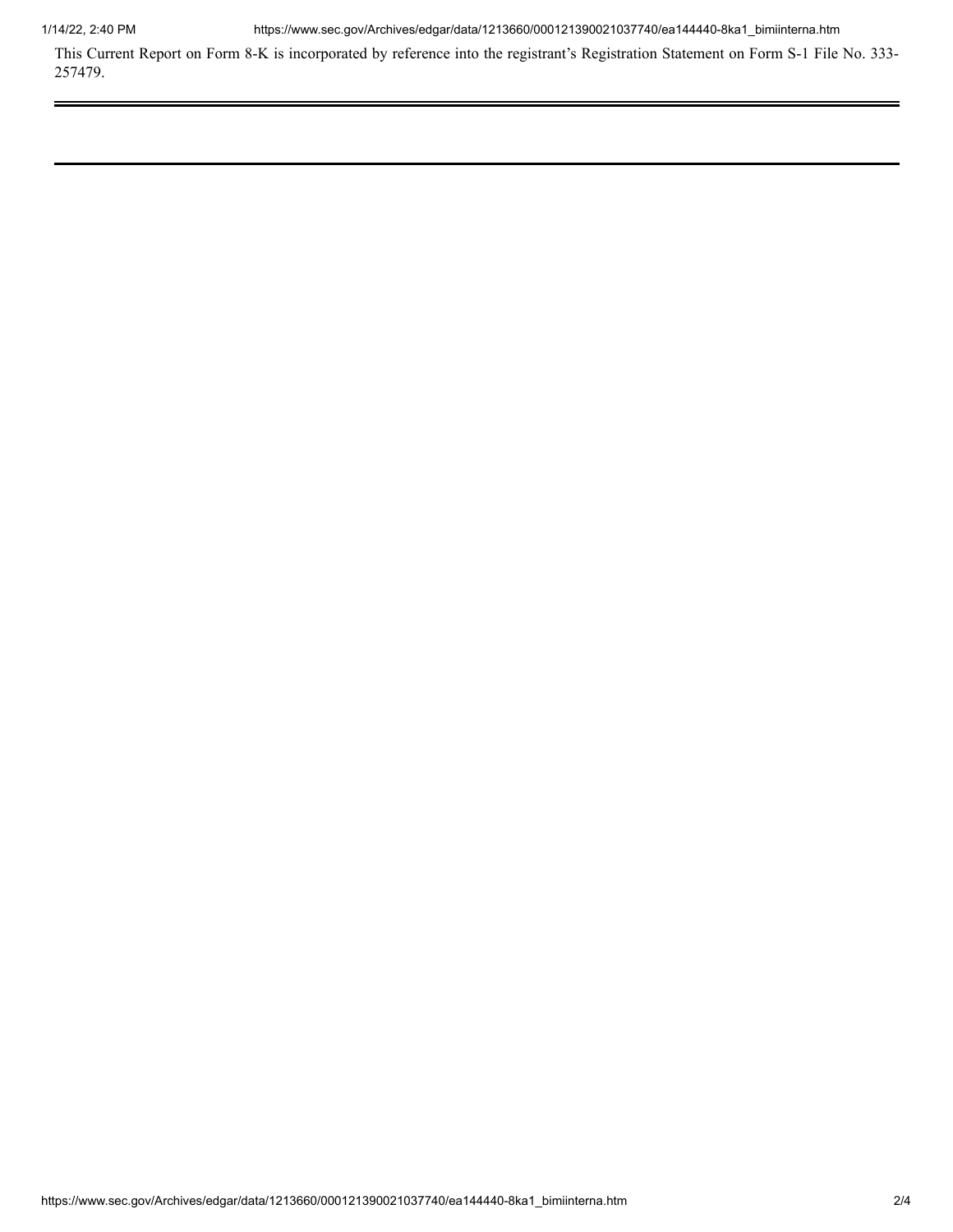This Current Report on Form 8-K is incorporated by reference into the registrant's Registration Statement on Form S-1 File No. 333-257479.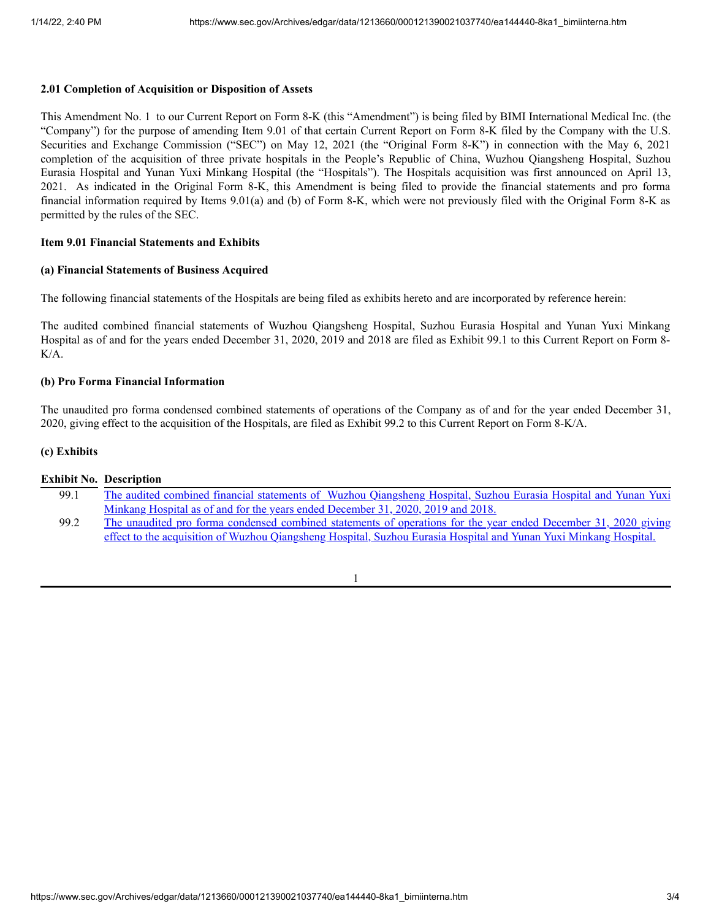**2.01 Completion of Acquisition or Disposition of Assets**

This Amendment No. 1 to our Current Report on Form 8-K (this "Amendment") is being filed by BIMI International Medical Inc. (the "Company") for the purpose of amending Item 9.01 of that certain Current Report on Form 8-K filed by the Company with the U.S. Securities and Exchange Commission ("SEC") on May 12, 2021 (the "Original Form 8-K") in connection with the May 6, 2021 completion of the acquisition of three private hospitals in the People's Republic of China, Wuzhou Qiangsheng Hospital, Suzhou Eurasia Hospital and Yunan Yuxi Minkang Hospital (the "Hospitals"). The Hospitals acquisition was first announced on April 13, 2021. As indicated in the Original Form 8-K, this Amendment is being filed to provide the financial statements and pro forma financial information required by Items 9.01(a) and (b) of Form 8-K, which were not previously filed with the Original Form 8-K as permitted by the rules of the SEC.

**Item 9.01 Financial Statements and Exhibits**

**(a) Financial Statements of Business Acquired**

The following financial statements of the Hospitals are being filed as exhibits hereto and are incorporated by reference herein:

The audited combined financial statements of Wuzhou Qiangsheng Hospital, Suzhou Eurasia Hospital and Yunan Yuxi Minkang Hospital as of and for the years ended December 31, 2020, 2019 and 2018 are filed as Exhibit 99.1 to this Current Report on Form 8-K/A.

**(b) Pro Forma Financial Information**

The unaudited pro forma condensed combined statements of operations of the Company as of and for the year ended December 31, 2020, giving effect to the acquisition of the Hospitals, are filed as Exhibit 99.2 to this Current Report on Form 8-K/A.

**(c) Exhibits**

| Exhibit No. | Description |
|---|---|
| 99.1 | The audited combined financial statements of Wuzhou Qiangsheng Hospital, Suzhou Eurasia Hospital and Yunan Yuxi Minkang Hospital as of and for the years ended December 31, 2020, 2019 and 2018. |
| 99.2 | The unaudited pro forma condensed combined statements of operations for the year ended December 31, 2020 giving effect to the acquisition of Wuzhou Qiangsheng Hospital, Suzhou Eurasia Hospital and Yunan Yuxi Minkang Hospital. |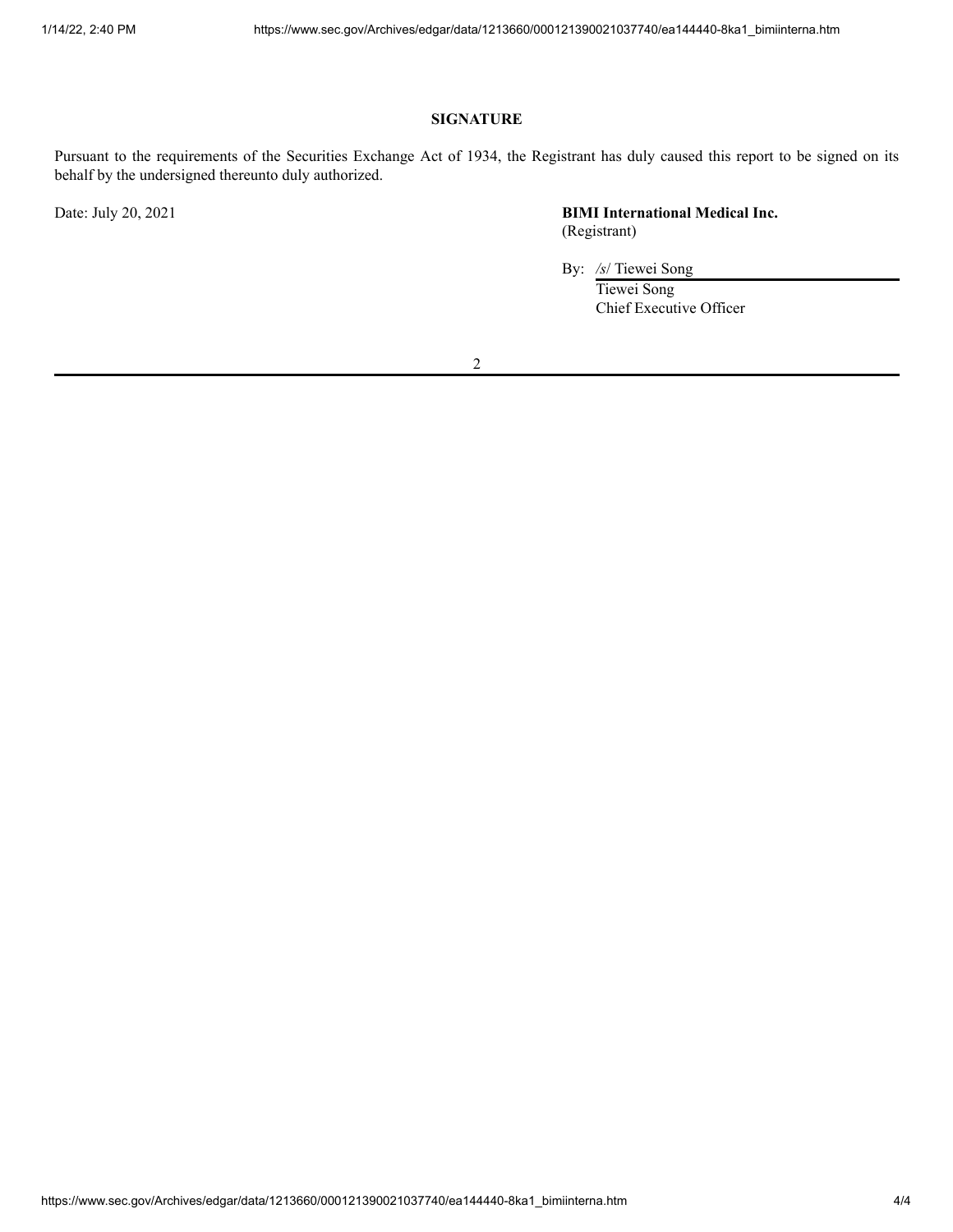**SIGNATURE**

Pursuant to the requirements of the Securities Exchange Act of 1934, the Registrant has duly caused this report to be signed on its behalf by the undersigned thereunto duly authorized.

Date: July 20, 2021

**BIMI International Medical Inc.**
(Registrant)

By: */s/* Tiewei Song
Tiewei Song
Chief Executive Officer